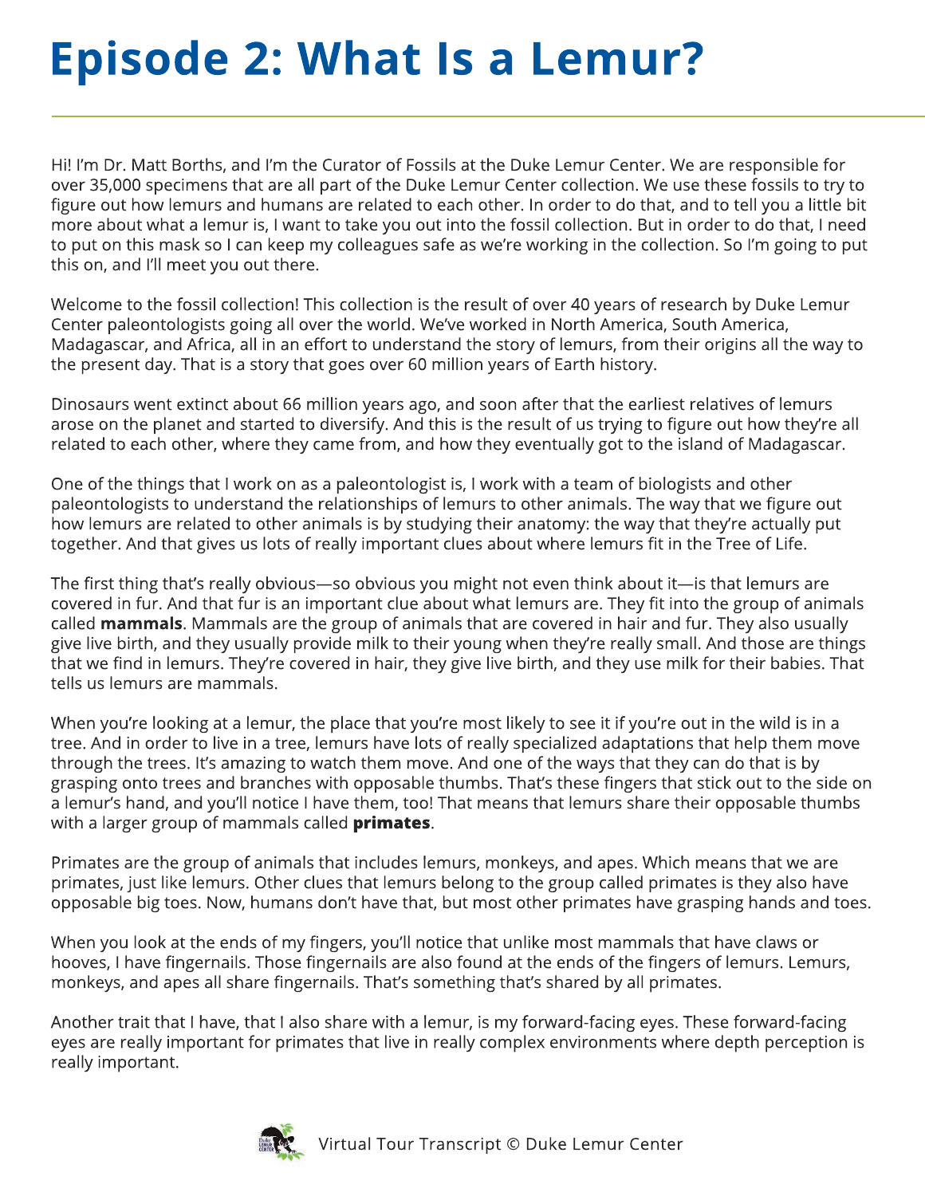# Episode 2: What Is a Lemur?

Hi! I'm Dr. Matt Borths, and I'm the Curator of Fossils at the Duke Lemur Center. We are responsible for over 35,000 specimens that are all part of the Duke Lemur Center collection. We use these fossils to try to figure out how lemurs and humans are related to each other. In order to do that, and to tell you a little bit more about what a lemur is, I want to take you out into the fossil collection. But in order to do that, I need to put on this mask so I can keep my colleagues safe as we're working in the collection. So I'm going to put this on, and I'll meet you out there.

Welcome to the fossil collection! This collection is the result of over 40 years of research by Duke Lemur Center paleontologists going all over the world. We've worked in North America, South America, Madagascar, and Africa, all in an effort to understand the story of lemurs, from their origins all the way to the present day. That is a story that goes over 60 million years of Earth history.

Dinosaurs went extinct about 66 million years ago, and soon after that the earliest relatives of lemurs arose on the planet and started to diversify. And this is the result of us trying to figure out how they're all related to each other, where they came from, and how they eventually got to the island of Madagascar.

One of the things that I work on as a paleontologist is, I work with a team of biologists and other paleontologists to understand the relationships of lemurs to other animals. The way that we figure out how lemurs are related to other animals is by studying their anatomy: the way that they're actually put together. And that gives us lots of really important clues about where lemurs fit in the Tree of Life.

The first thing that's really obvious—so obvious you might not even think about it—is that lemurs are covered in fur. And that fur is an important clue about what lemurs are. They fit into the group of animals called **mammals**. Mammals are the group of animals that are covered in hair and fur. They also usually give live birth, and they usually provide milk to their young when they're really small. And those are things that we find in lemurs. They're covered in hair, they give live birth, and they use milk for their babies. That tells us lemurs are mammals.

When you're looking at a lemur, the place that you're most likely to see it if you're out in the wild is in a tree. And in order to live in a tree, lemurs have lots of really specialized adaptations that help them move through the trees. It's amazing to watch them move. And one of the ways that they can do that is by grasping onto trees and branches with opposable thumbs. That's these fingers that stick out to the side on a lemur's hand, and you'll notice I have them, too! That means that lemurs share their opposable thumbs with a larger group of mammals called **primates**.

Primates are the group of animals that includes lemurs, monkeys, and apes. Which means that we are primates, just like lemurs. Other clues that lemurs belong to the group called primates is they also have opposable big toes. Now, humans don't have that, but most other primates have grasping hands and toes.

When you look at the ends of my fingers, you'll notice that unlike most mammals that have claws or hooves, I have fingernails. Those fingernails are also found at the ends of the fingers of lemurs. Lemurs, monkeys, and apes all share fingernails. That's something that's shared by all primates.

Another trait that I have, that I also share with a lemur, is my forward-facing eyes. These forward-facing eyes are really important for primates that live in really complex environments where depth perception is really important.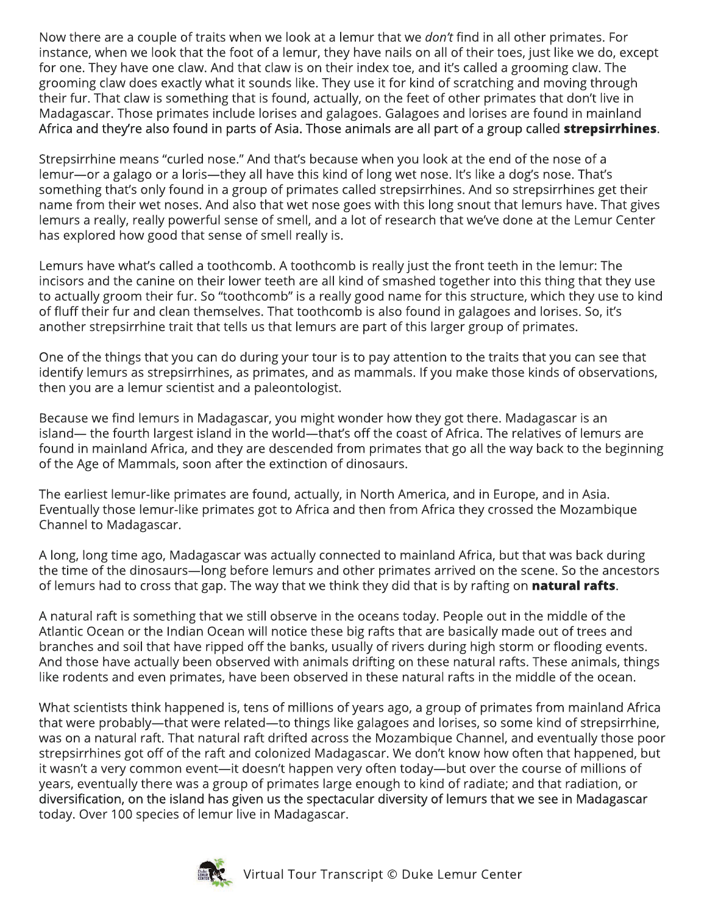Now there are a couple of traits when we look at a lemur that we *don't* find in all other primates. For instance, when we look that the foot of a lemur, they have nails on all of their toes, just like we do, except for one. They have one claw. And that claw is on their index toe, and it's called a grooming claw. The grooming claw does exactly what it sounds like. They use it for kind of scratching and moving through their fur. That claw is something that is found, actually, on the feet of other primates that don't live in Madagascar. Those primates include lorises and galagoes. Galagoes and lorises are found in mainland Africa and they're also found in parts of Asia. Those animals are all part of a group called **strepsirrhines**.

Strepsirrhine means "curled nose." And that's because when you look at the end of the nose of a lemur—or a galago or a loris—they all have this kind of long wet nose. It's like a dog's nose. That's something that's only found in a group of primates called strepsirrhines. And so strepsirrhines get their name from their wet noses. And also that wet nose goes with this long snout that lemurs have. That gives lemurs a really, really powerful sense of smell, and a lot of research that we've done at the Lemur Center has explored how good that sense of smell really is.

Lemurs have what's called a toothcomb. A toothcomb is really just the front teeth in the lemur: The incisors and the canine on their lower teeth are all kind of smashed together into this thing that they use to actually groom their fur. So "toothcomb" is a really good name for this structure, which they use to kind of fluff their fur and clean themselves. That toothcomb is also found in galagoes and lorises. So, it's another strepsirrhine trait that tells us that lemurs are part of this larger group of primates.

One of the things that you can do during your tour is to pay attention to the traits that you can see that identify lemurs as strepsirrhines, as primates, and as mammals. If you make those kinds of observations, then you are a lemur scientist and a paleontologist.

Because we find lemurs in Madagascar, you might wonder how they got there. Madagascar is an island— the fourth largest island in the world—that's off the coast of Africa. The relatives of lemurs are found in mainland Africa, and they are descended from primates that go all the way back to the beginning of the Age of Mammals, soon after the extinction of dinosaurs.

The earliest lemur-like primates are found, actually, in North America, and in Europe, and in Asia. Eventually those lemur-like primates got to Africa and then from Africa they crossed the Mozambique Channel to Madagascar.

A long, long time ago, Madagascar was actually connected to mainland Africa, but that was back during the time of the dinosaurs—long before lemurs and other primates arrived on the scene. So the ancestors of lemurs had to cross that gap. The way that we think they did that is by rafting on **natural rafts**.

A natural raft is something that we still observe in the oceans today. People out in the middle of the Atlantic Ocean or the Indian Ocean will notice these big rafts that are basically made out of trees and branches and soil that have ripped off the banks, usually of rivers during high storm or flooding events. And those have actually been observed with animals drifting on these natural rafts. These animals, things like rodents and even primates, have been observed in these natural rafts in the middle of the ocean.

What scientists think happened is, tens of millions of years ago, a group of primates from mainland Africa that were probably—that were related—to things like galagoes and lorises, so some kind of strepsirrhine, was on a natural raft. That natural raft drifted across the Mozambique Channel, and eventually those poor strepsirrhines got off of the raft and colonized Madagascar. We don't know how often that happened, but it wasn't a very common event—it doesn't happen very often today—but over the course of millions of years, eventually there was a group of primates large enough to kind of radiate; and that radiation, or diversification, on the island has given us the spectacular diversity of lemurs that we see in Madagascar today. Over 100 species of lemur live in Madagascar.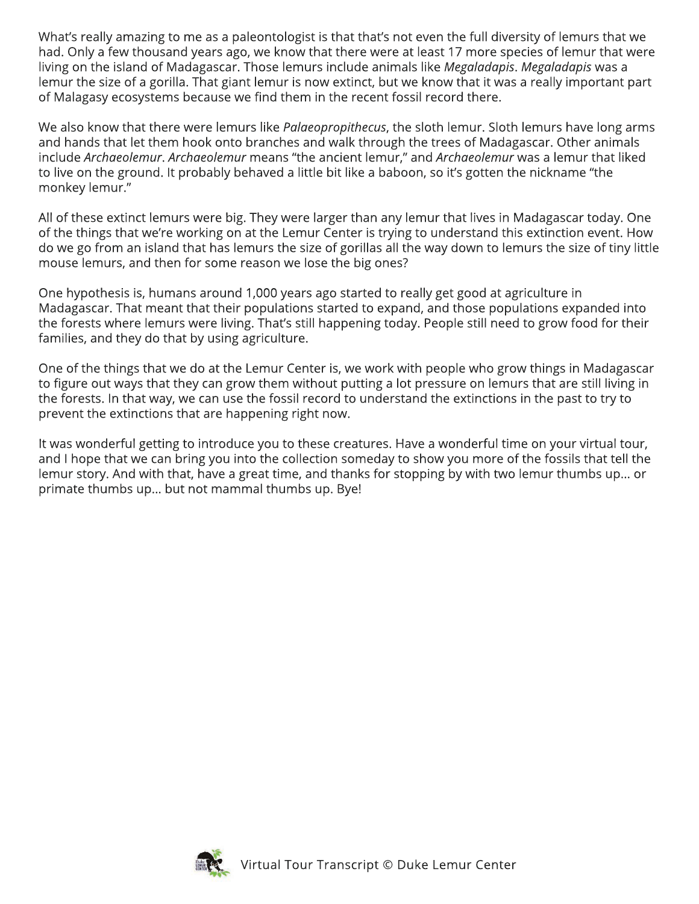What's really amazing to me as a paleontologist is that that's not even the full diversity of lemurs that we had. Only a few thousand years ago, we know that there were at least 17 more species of lemur that were living on the island of Madagascar. Those lemurs include animals like *Megaladapis*. *Megaladapis* was a lemur the size of a gorilla. That giant lemur is now extinct, but we know that it was a really important part of Malagasy ecosystems because we find them in the recent fossil record there.

We also know that there were lemurs like *Palaeopropithecus*, the sloth lemur. Sloth lemurs have long arms and hands that let them hook onto branches and walk through the trees of Madagascar. Other animals include *Archaeolemur*. *Archaeolemur* means "the ancient lemur," and *Archaeolemur* was a lemur that liked to live on the ground. It probably behaved a little bit like a baboon, so it's gotten the nickname "the monkey lemur."

All of these extinct lemurs were big. They were larger than any lemur that lives in Madagascar today. One of the things that we're working on at the Lemur Center is trying to understand this extinction event. How do we go from an island that has lemurs the size of gorillas all the way down to lemurs the size of tiny little mouse lemurs, and then for some reason we lose the big ones?

One hypothesis is, humans around 1,000 years ago started to really get good at agriculture in Madagascar. That meant that their populations started to expand, and those populations expanded into the forests where lemurs were living. That's still happening today. People still need to grow food for their families, and they do that by using agriculture.

One of the things that we do at the Lemur Center is, we work with people who grow things in Madagascar to figure out ways that they can grow them without putting a lot pressure on lemurs that are still living in the forests. In that way, we can use the fossil record to understand the extinctions in the past to try to prevent the extinctions that are happening right now.

It was wonderful getting to introduce you to these creatures. Have a wonderful time on your virtual tour, and I hope that we can bring you into the collection someday to show you more of the fossils that tell the lemur story. And with that, have a great time, and thanks for stopping by with two lemur thumbs up… or primate thumbs up… but not mammal thumbs up. Bye!